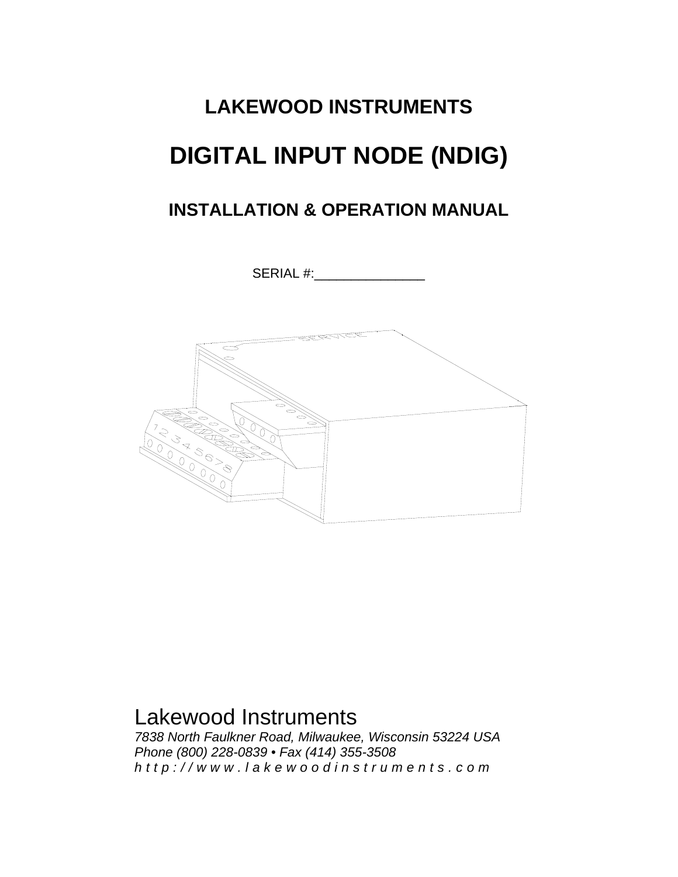# LAKEWOOD INSTRUMENTS

# DIGITAL INPUT NODE (NDIG)

## INSTALLATION & OPERATION MANUAL

SERIAL #:_______________

Lakewood Instruments

*7838 North Faulkner Road, Milwaukee, Wisconsin 53224 USA*
*Phone (800) 228-0839 • Fax (414) 355-3508*
*http://www.lakewoodinstruments.com*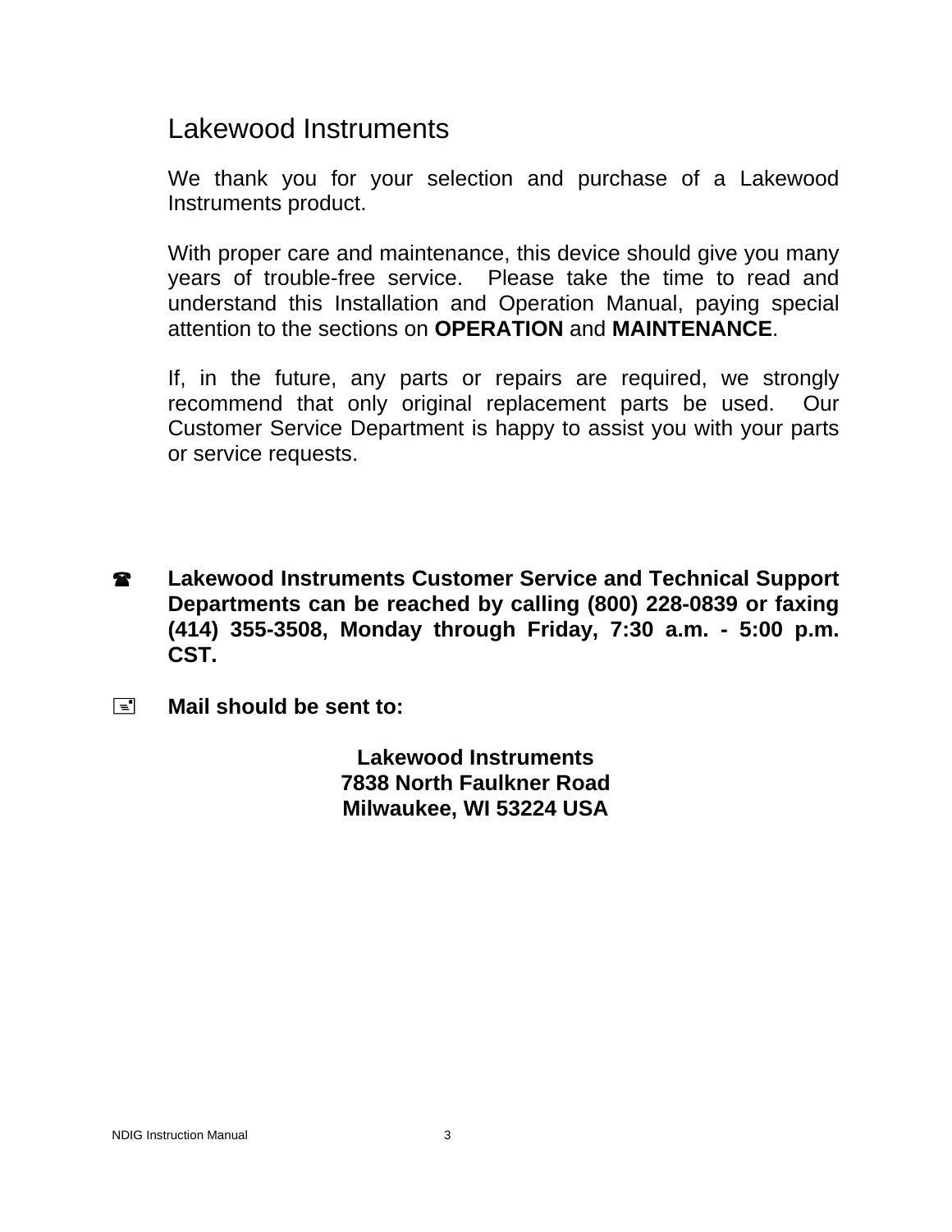# Lakewood Instruments

We thank you for your selection and purchase of a Lakewood Instruments product.

With proper care and maintenance, this device should give you many years of trouble-free service. Please take the time to read and understand this Installation and Operation Manual, paying special attention to the sections on **OPERATION** and **MAINTENANCE**.

If, in the future, any parts or repairs are required, we strongly recommend that only original replacement parts be used. Our Customer Service Department is happy to assist you with your parts or service requests.

☎ **Lakewood Instruments Customer Service and Technical Support Departments can be reached by calling (800) 228-0839 or faxing (414) 355-3508, Monday through Friday, 7:30 a.m. - 5:00 p.m. CST.**

🖃 **Mail should be sent to:**

**Lakewood Instruments**
**7838 North Faulkner Road**
**Milwaukee, WI 53224 USA**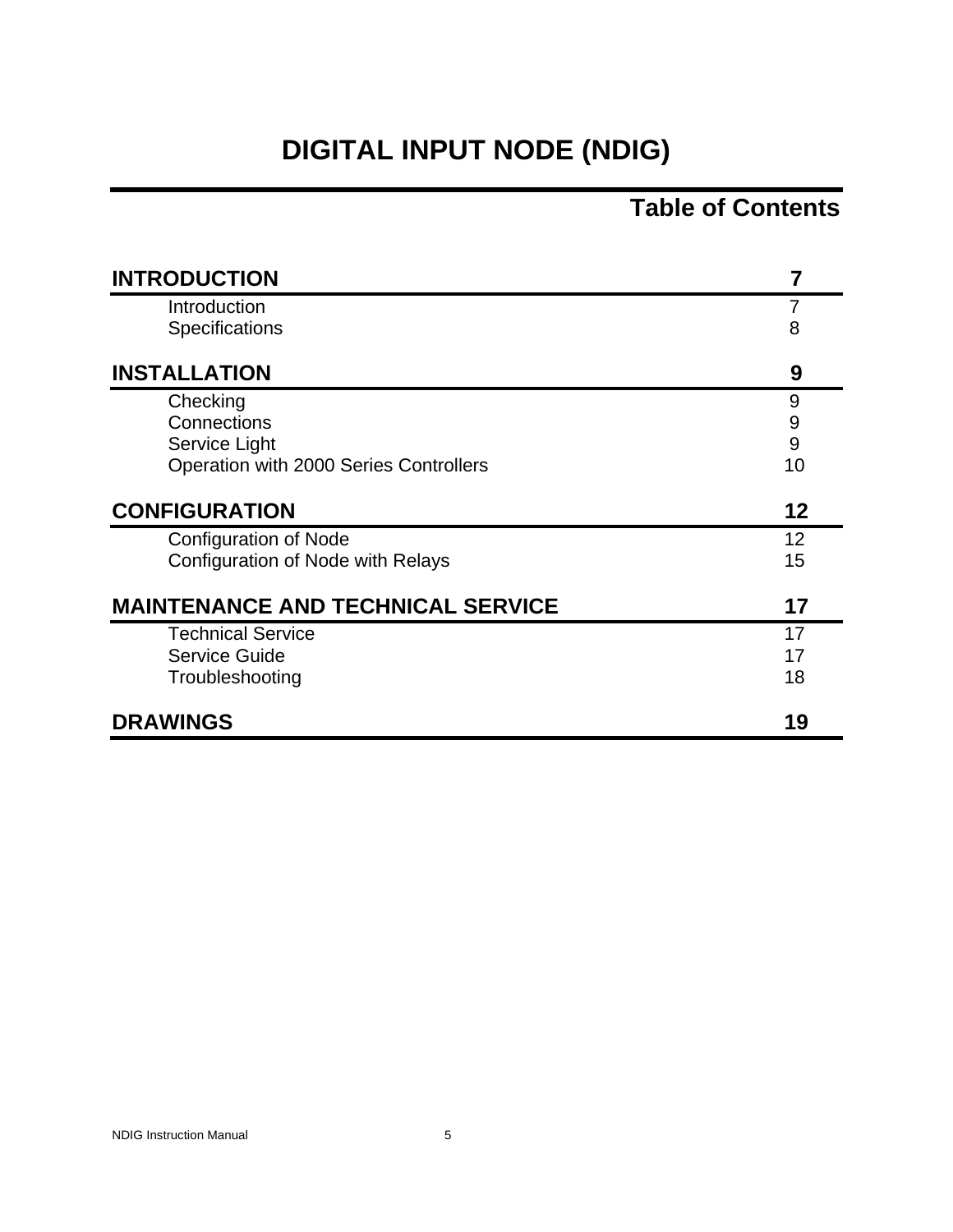# DIGITAL INPUT NODE (NDIG)

## Table of Contents

| | |
|---|---|
| **INTRODUCTION** | **7** |
| Introduction | 7 |
| Specifications | 8 |
| **INSTALLATION** | **9** |
| Checking | 9 |
| Connections | 9 |
| Service Light | 9 |
| Operation with 2000 Series Controllers | 10 |
| **CONFIGURATION** | **12** |
| Configuration of Node | 12 |
| Configuration of Node with Relays | 15 |
| **MAINTENANCE AND TECHNICAL SERVICE** | **17** |
| Technical Service | 17 |
| Service Guide | 17 |
| Troubleshooting | 18 |
| **DRAWINGS** | **19** |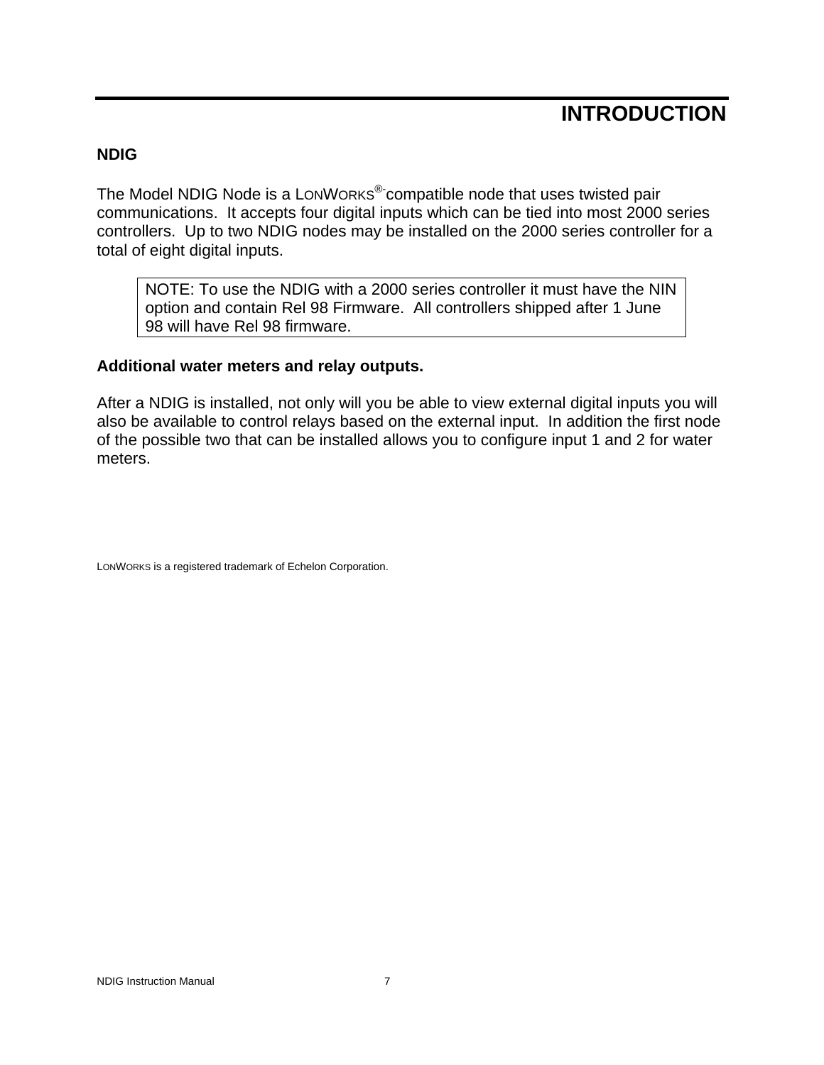# INTRODUCTION

## NDIG

The Model NDIG Node is a LONWORKS®- compatible node that uses twisted pair communications. It accepts four digital inputs which can be tied into most 2000 series controllers. Up to two NDIG nodes may be installed on the 2000 series controller for a total of eight digital inputs.

> NOTE: To use the NDIG with a 2000 series controller it must have the NIN option and contain Rel 98 Firmware. All controllers shipped after 1 June 98 will have Rel 98 firmware.

## Additional water meters and relay outputs.

After a NDIG is installed, not only will you be able to view external digital inputs you will also be available to control relays based on the external input. In addition the first node of the possible two that can be installed allows you to configure input 1 and 2 for water meters.

LONWORKS is a registered trademark of Echelon Corporation.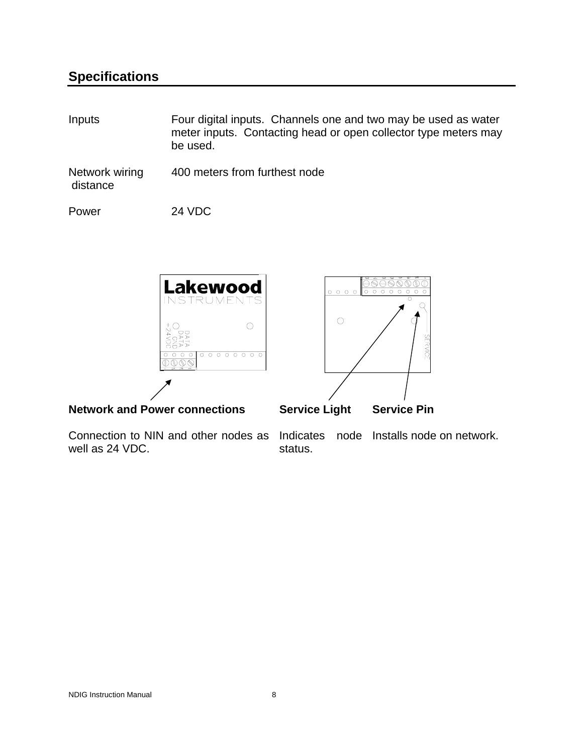## Specifications

| | |
|---|---|
| Inputs | Four digital inputs. Channels one and two may be used as water meter inputs. Contacting head or open collector type meters may be used. |
| Network wiring distance | 400 meters from furthest node |
| Power | 24 VDC |

| Network and Power connections | Service Light | Service Pin |
|---|---|---|
| Connection to NIN and other nodes as well as 24 VDC. | Indicates node status. | Installs node on network. |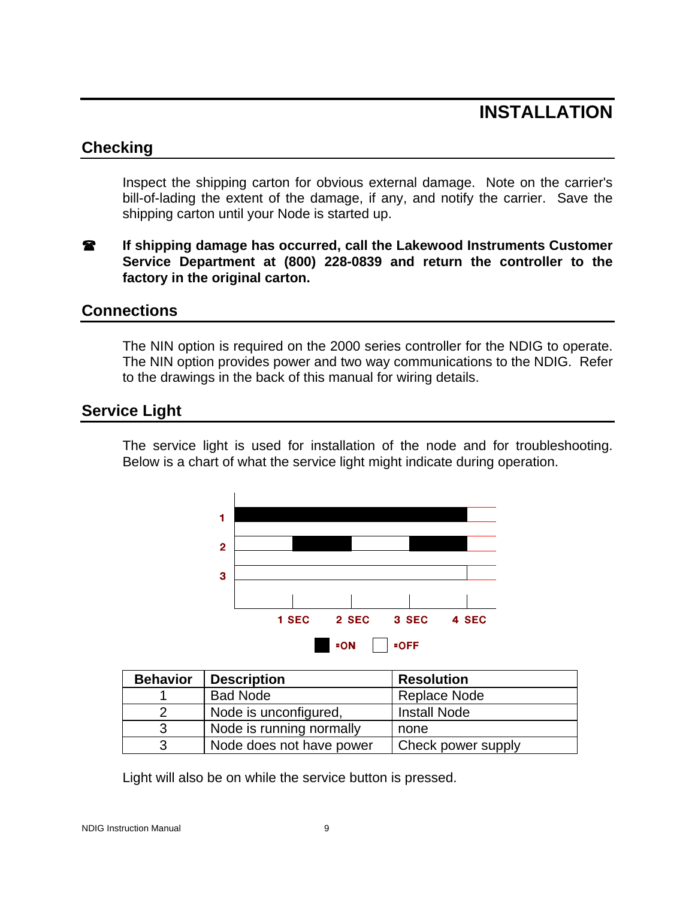# INSTALLATION

## Checking

Inspect the shipping carton for obvious external damage. Note on the carrier's bill-of-lading the extent of the damage, if any, and notify the carrier. Save the shipping carton until your Node is started up.

☎ **If shipping damage has occurred, call the Lakewood Instruments Customer Service Department at (800) 228-0839 and return the controller to the factory in the original carton.**

## Connections

The NIN option is required on the 2000 series controller for the NDIG to operate. The NIN option provides power and two way communications to the NDIG. Refer to the drawings in the back of this manual for wiring details.

## Service Light

The service light is used for installation of the node and for troubleshooting. Below is a chart of what the service light might indicate during operation.

1
2
3

1 SEC 2 SEC 3 SEC 4 SEC

■=ON □=OFF

| Behavior | Description | Resolution |
|---|---|---|
| 1 | Bad Node | Replace Node |
| 2 | Node is unconfigured, | Install Node |
| 3 | Node is running normally | none |
| 3 | Node does not have power | Check power supply |

Light will also be on while the service button is pressed.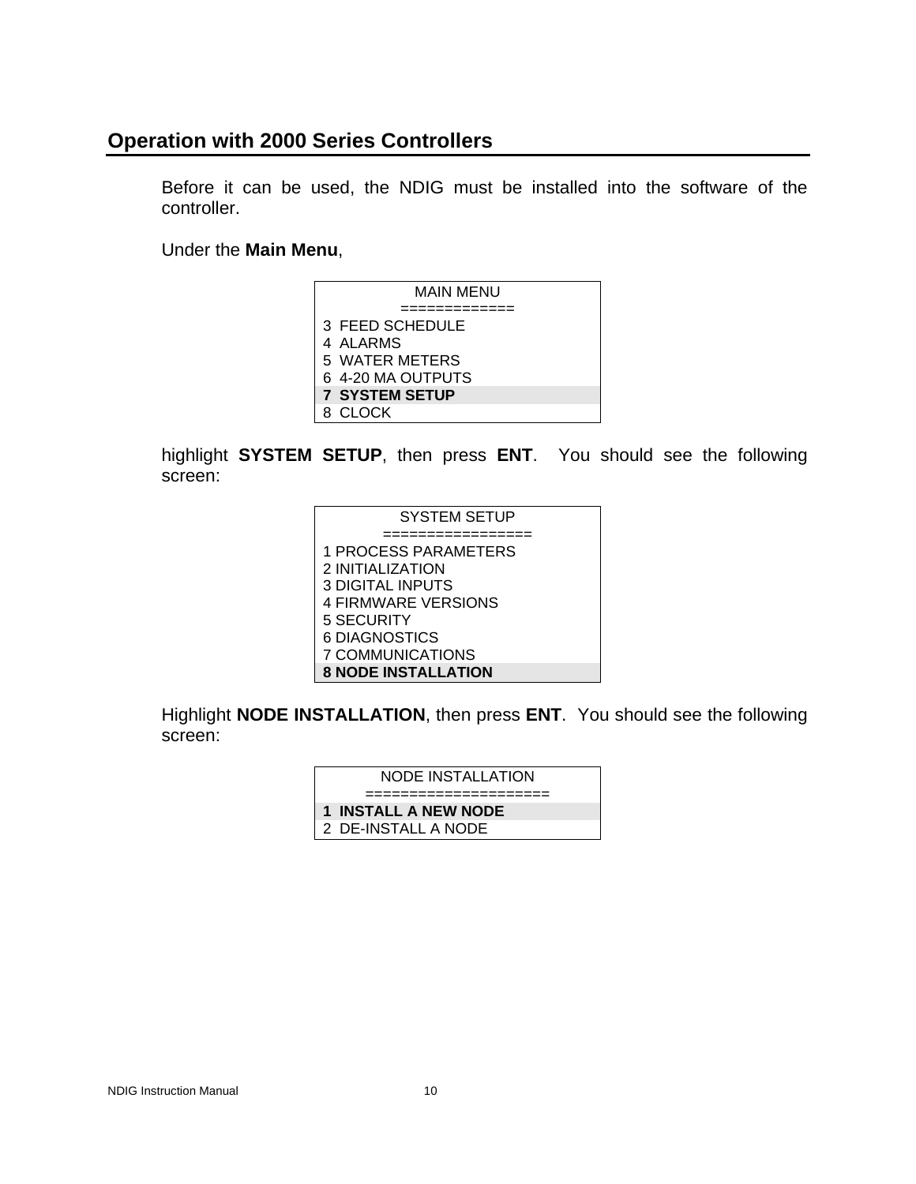## Operation with 2000 Series Controllers

Before it can be used, the NDIG must be installed into the software of the controller.

Under the **Main Menu**,

```
MAIN MENU
=============
3  FEED SCHEDULE
4  ALARMS
5  WATER METERS
6  4-20 MA OUTPUTS
7  SYSTEM SETUP
8  CLOCK
```

highlight **SYSTEM SETUP**, then press **ENT**. You should see the following screen:

```
SYSTEM SETUP
================
1 PROCESS PARAMETERS
2 INITIALIZATION
3 DIGITAL INPUTS
4 FIRMWARE VERSIONS
5 SECURITY
6 DIAGNOSTICS
7 COMMUNICATIONS
8 NODE INSTALLATION
```

Highlight **NODE INSTALLATION**, then press **ENT**. You should see the following screen:

```
NODE INSTALLATION
====================
1  INSTALL A NEW NODE
2  DE-INSTALL A NODE
```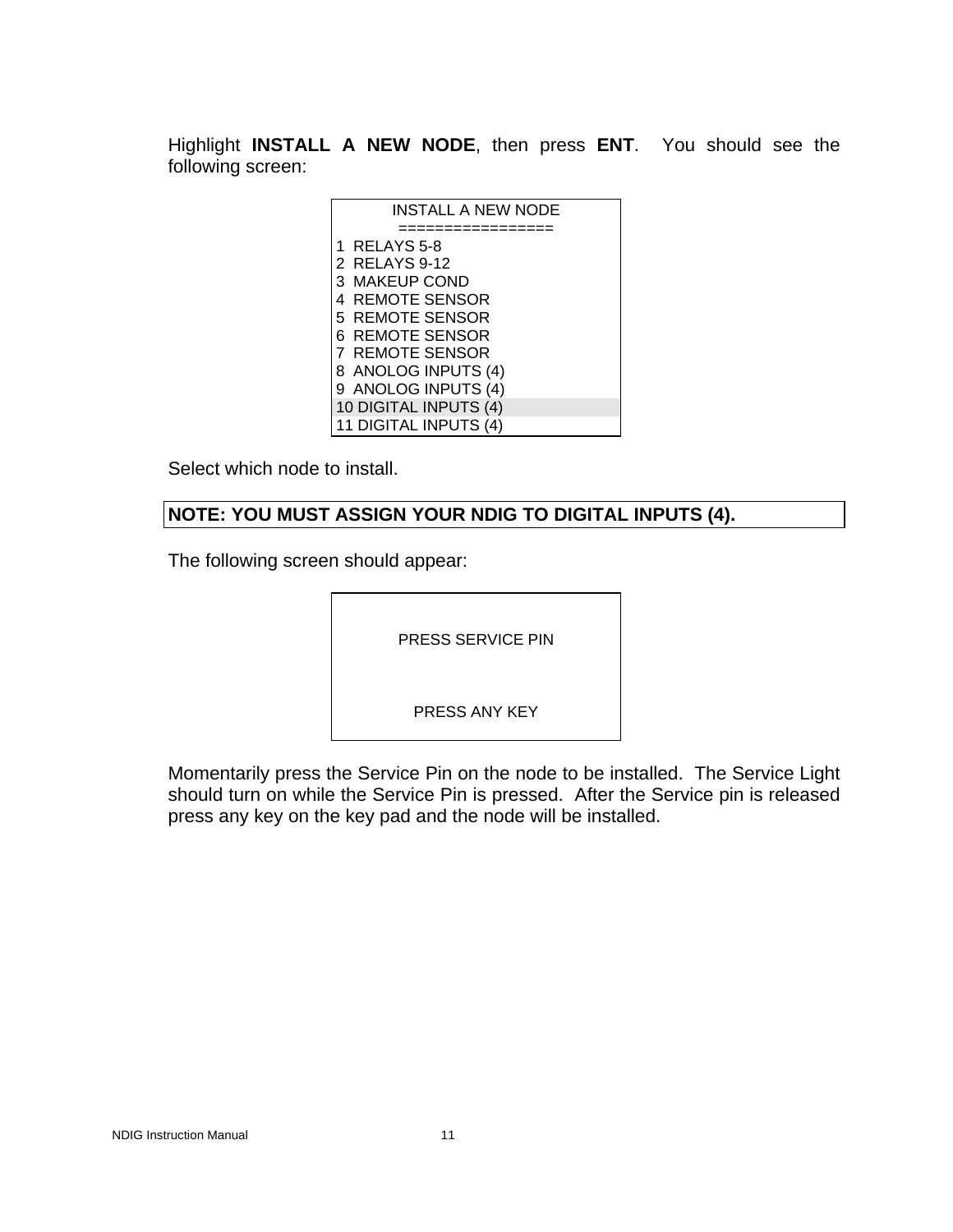Highlight **INSTALL A NEW NODE**, then press **ENT**. You should see the following screen:

```
      INSTALL A NEW NODE
      ================
1  RELAYS 5-8
2  RELAYS 9-12
3  MAKEUP COND
4  REMOTE SENSOR
5  REMOTE SENSOR
6  REMOTE SENSOR
7  REMOTE SENSOR
8  ANOLOG INPUTS (4)
9  ANOLOG INPUTS (4)
10 DIGITAL INPUTS (4)
11 DIGITAL INPUTS (4)
```

Select which node to install.

**NOTE: YOU MUST ASSIGN YOUR NDIG TO DIGITAL INPUTS (4).**

The following screen should appear:

```
      PRESS SERVICE PIN


      PRESS ANY KEY
```

Momentarily press the Service Pin on the node to be installed. The Service Light should turn on while the Service Pin is pressed. After the Service pin is released press any key on the key pad and the node will be installed.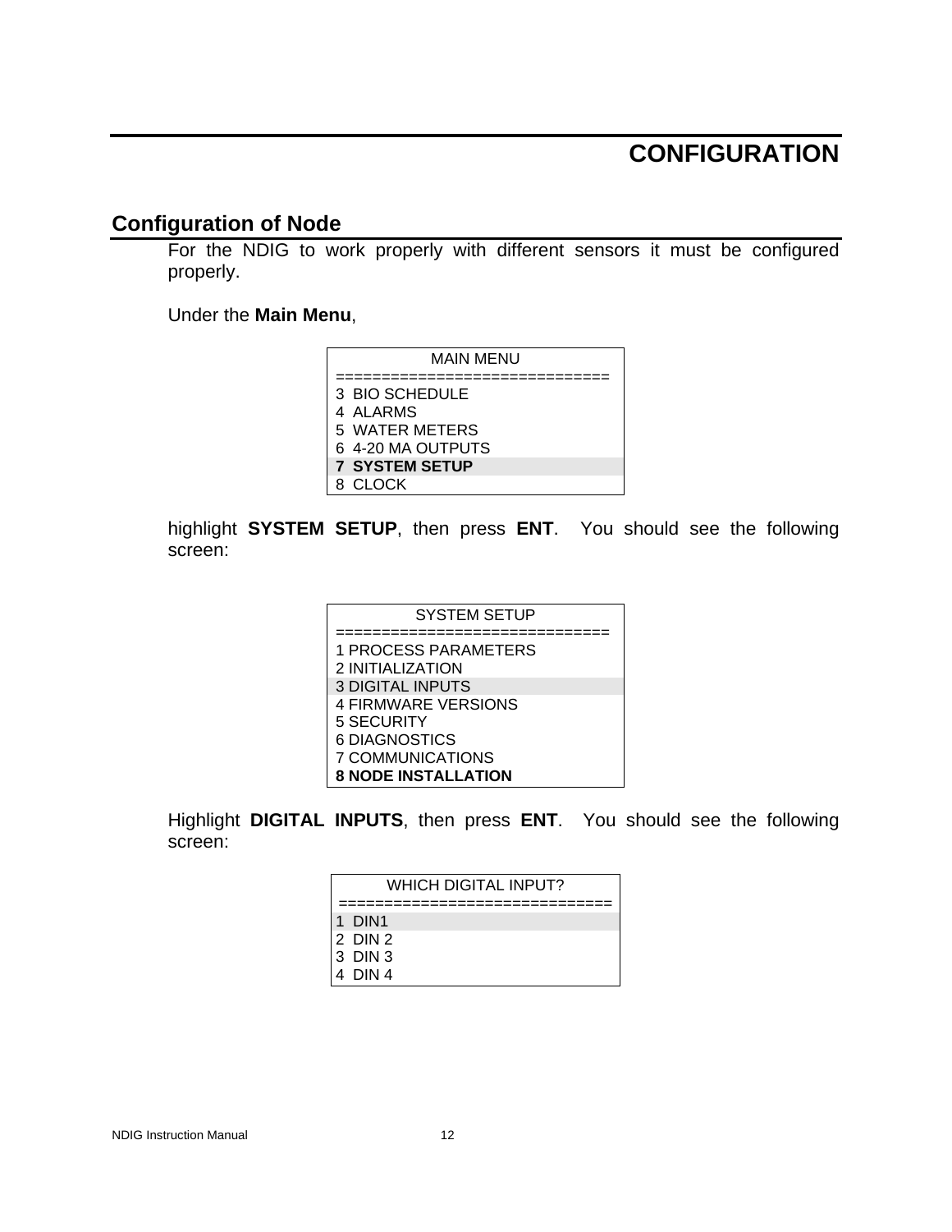# CONFIGURATION

## Configuration of Node

For the NDIG to work properly with different sensors it must be configured properly.

Under the **Main Menu**,

```
MAIN MENU
==============================
3  BIO SCHEDULE
4  ALARMS
5  WATER METERS
6  4-20 MA OUTPUTS
7  SYSTEM SETUP
8  CLOCK
```

highlight **SYSTEM SETUP**, then press **ENT**. You should see the following screen:

```
SYSTEM SETUP
==============================
1 PROCESS PARAMETERS
2 INITIALIZATION
3 DIGITAL INPUTS
4 FIRMWARE VERSIONS
5 SECURITY
6 DIAGNOSTICS
7 COMMUNICATIONS
8 NODE INSTALLATION
```

Highlight **DIGITAL INPUTS**, then press **ENT**. You should see the following screen:

```
WHICH DIGITAL INPUT?
==============================
1  DIN1
2  DIN 2
3  DIN 3
4  DIN 4
```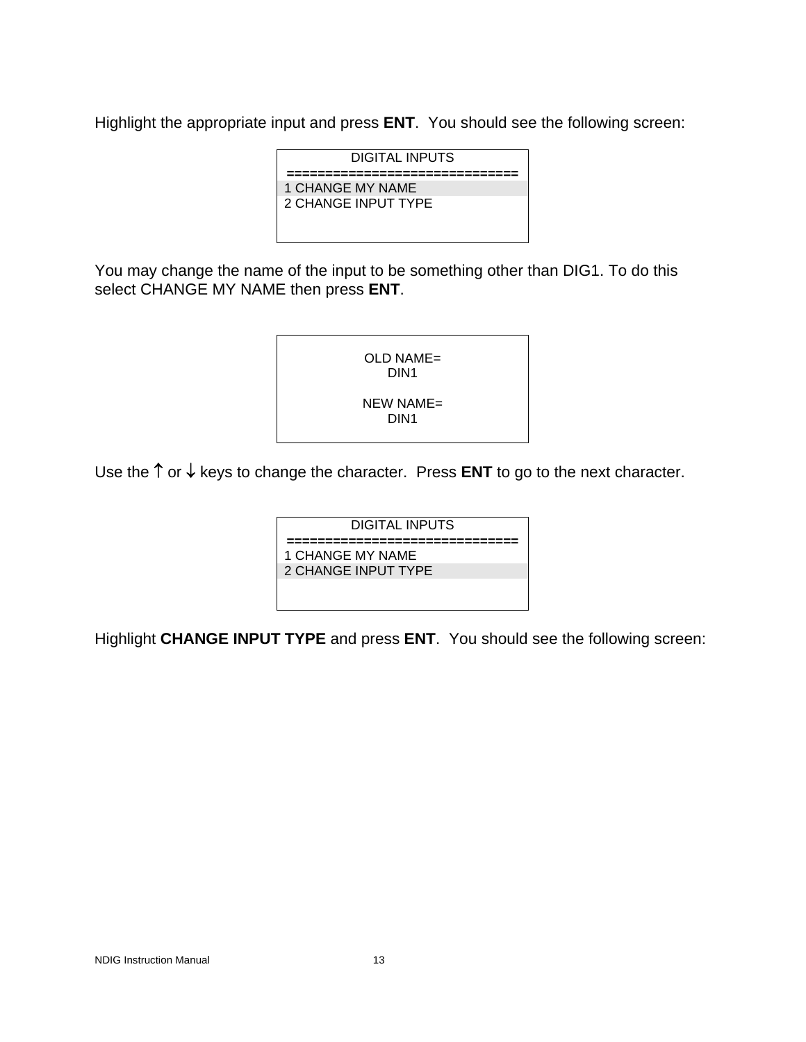Highlight the appropriate input and press **ENT**.  You should see the following screen:

```
DIGITAL INPUTS
==============================
1 CHANGE MY NAME
2 CHANGE INPUT TYPE
```

You may change the name of the input to be something other than DIG1. To do this select CHANGE MY NAME then press **ENT**.

```
OLD NAME=
DIN1

NEW NAME=
DIN1
```

Use the ↑ or ↓ keys to change the character.  Press **ENT** to go to the next character.

```
DIGITAL INPUTS
==============================
1 CHANGE MY NAME
2 CHANGE INPUT TYPE
```

Highlight **CHANGE INPUT TYPE** and press **ENT**.  You should see the following screen: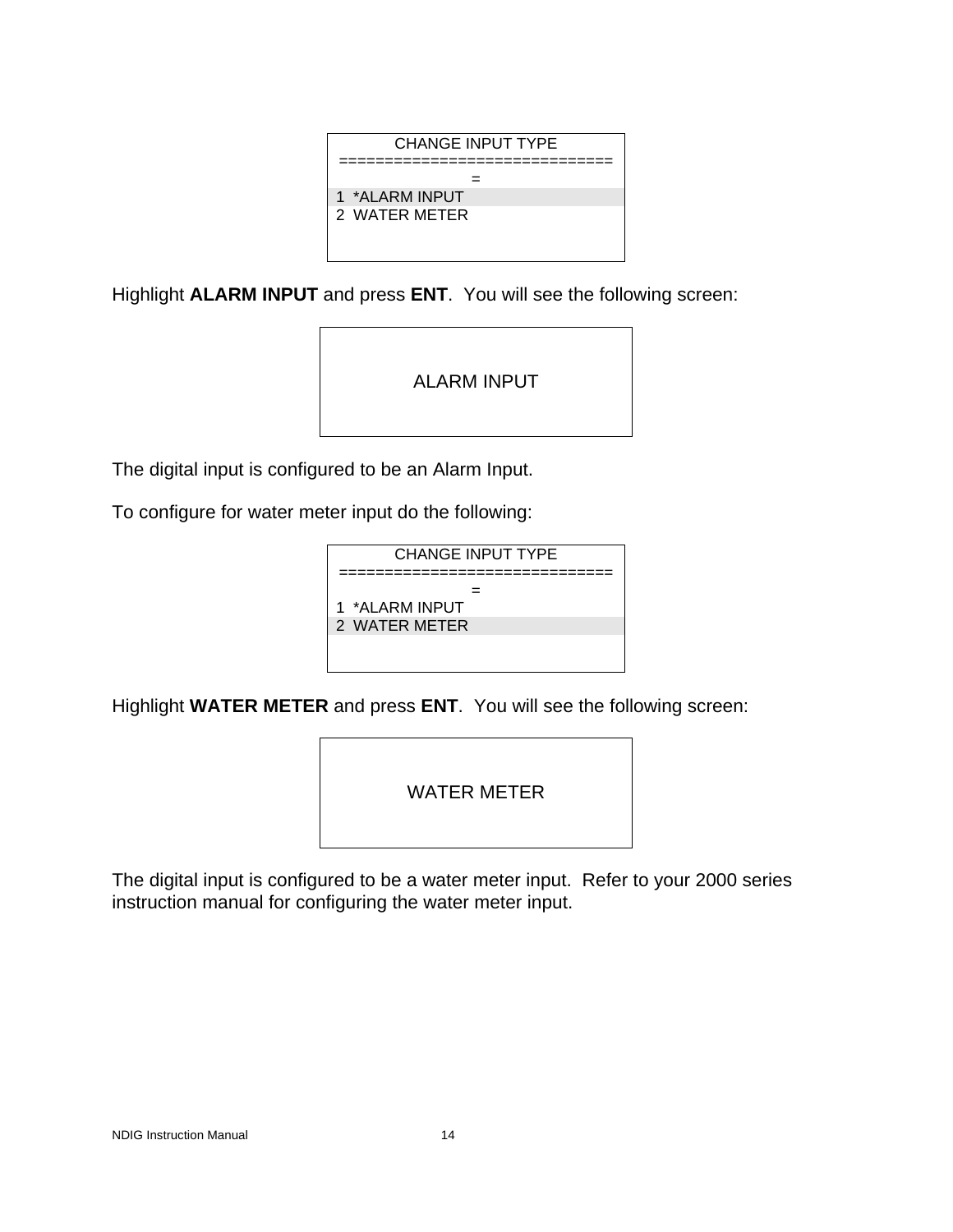```
CHANGE INPUT TYPE
==============================
1  *ALARM INPUT
2  WATER METER
```

Highlight **ALARM INPUT** and press **ENT**.  You will see the following screen:

```
ALARM INPUT
```

The digital input is configured to be an Alarm Input.

To configure for water meter input do the following:

```
CHANGE INPUT TYPE
==============================
1  *ALARM INPUT
2  WATER METER
```

Highlight **WATER METER** and press **ENT**.  You will see the following screen:

```
WATER METER
```

The digital input is configured to be a water meter input.  Refer to your 2000 series instruction manual for configuring the water meter input.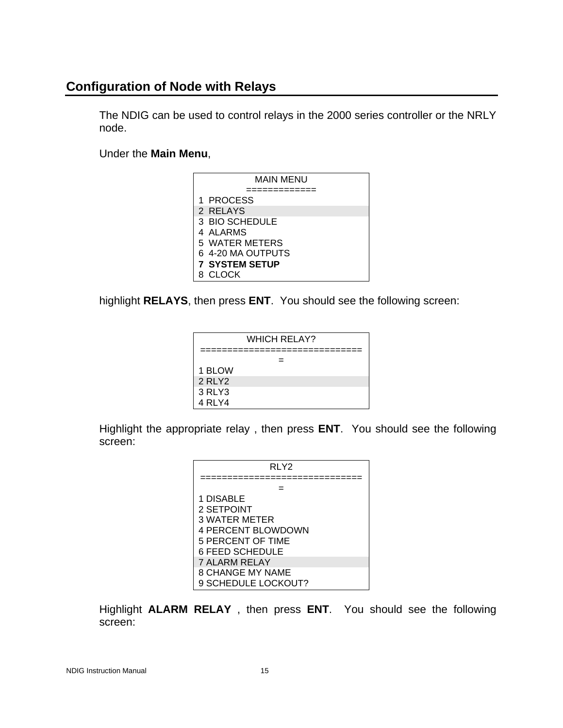## Configuration of Node with Relays

The NDIG can be used to control relays in the 2000 series controller or the NRLY node.

Under the **Main Menu**,

```
MAIN MENU
=============
1  PROCESS
2  RELAYS
3  BIO SCHEDULE
4  ALARMS
5  WATER METERS
6  4-20 MA OUTPUTS
7  SYSTEM SETUP
8  CLOCK
```

highlight **RELAYS**, then press **ENT**.  You should see the following screen:

```
WHICH RELAY?
==============================
1 BLOW
2 RLY2
3 RLY3
4 RLY4
```

Highlight the appropriate relay , then press **ENT**.  You should see the following screen:

```
RLY2
==============================
1 DISABLE
2 SETPOINT
3 WATER METER
4 PERCENT BLOWDOWN
5 PERCENT OF TIME
6 FEED SCHEDULE
7 ALARM RELAY
8 CHANGE MY NAME
9 SCHEDULE LOCKOUT?
```

Highlight **ALARM RELAY** , then press **ENT**.  You should see the following screen: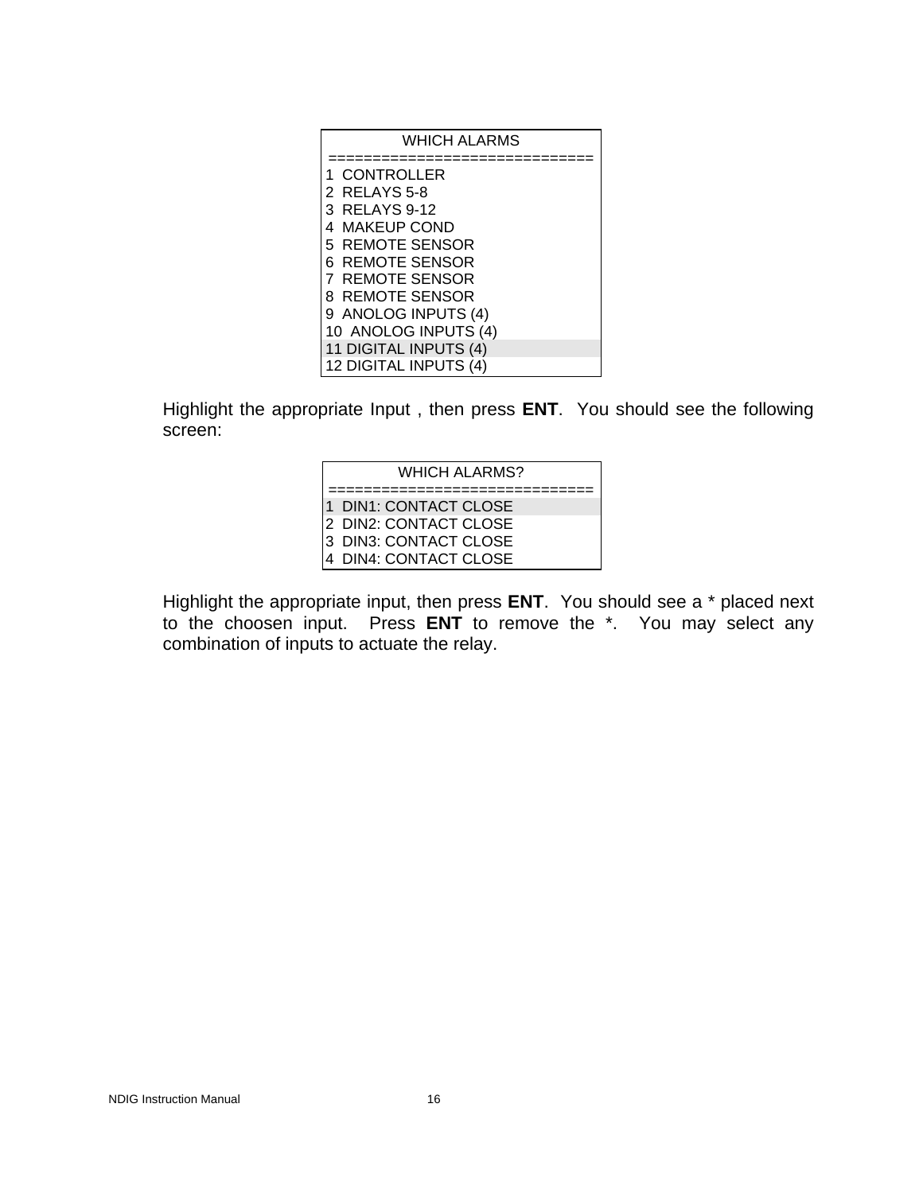```
WHICH ALARMS
=============================
1  CONTROLLER
2  RELAYS 5-8
3  RELAYS 9-12
4  MAKEUP COND
5  REMOTE SENSOR
6  REMOTE SENSOR
7  REMOTE SENSOR
8  REMOTE SENSOR
9  ANOLOG INPUTS (4)
10  ANOLOG INPUTS (4)
11 DIGITAL INPUTS (4)
12 DIGITAL INPUTS (4)
```

Highlight the appropriate Input , then press **ENT**. You should see the following screen:

```
WHICH ALARMS?
=============================
1  DIN1: CONTACT CLOSE
2  DIN2: CONTACT CLOSE
3  DIN3: CONTACT CLOSE
4  DIN4: CONTACT CLOSE
```

Highlight the appropriate input, then press **ENT**. You should see a * placed next to the choosen input. Press **ENT** to remove the *. You may select any combination of inputs to actuate the relay.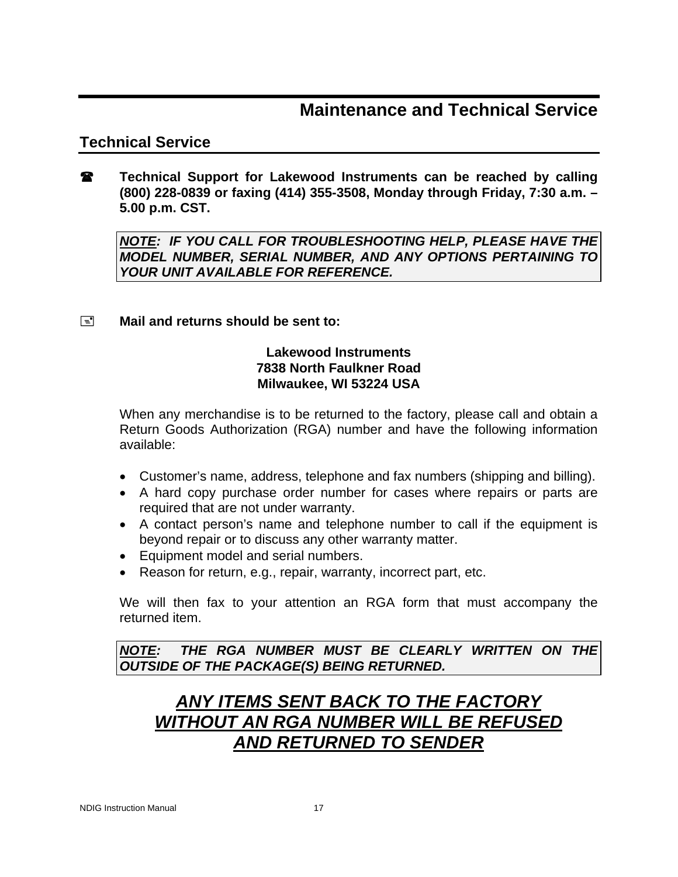# Maintenance and Technical Service

## Technical Service

☎ **Technical Support for Lakewood Instruments can be reached by calling (800) 228-0839 or faxing (414) 355-3508, Monday through Friday, 7:30 a.m. – 5.00 p.m. CST.**

> ***NOTE*: IF YOU CALL FOR TROUBLESHOOTING HELP, PLEASE HAVE THE MODEL NUMBER, SERIAL NUMBER, AND ANY OPTIONS PERTAINING TO YOUR UNIT AVAILABLE FOR REFERENCE.**

✉ **Mail and returns should be sent to:**

**Lakewood Instruments**
**7838 North Faulkner Road**
**Milwaukee, WI 53224 USA**

When any merchandise is to be returned to the factory, please call and obtain a Return Goods Authorization (RGA) number and have the following information available:

- Customer's name, address, telephone and fax numbers (shipping and billing).
- A hard copy purchase order number for cases where repairs or parts are required that are not under warranty.
- A contact person's name and telephone number to call if the equipment is beyond repair or to discuss any other warranty matter.
- Equipment model and serial numbers.
- Reason for return, e.g., repair, warranty, incorrect part, etc.

We will then fax to your attention an RGA form that must accompany the returned item.

> ***NOTE*: THE RGA NUMBER MUST BE CLEARLY WRITTEN ON THE OUTSIDE OF THE PACKAGE(S) BEING RETURNED.**

## ***ANY ITEMS SENT BACK TO THE FACTORY WITHOUT AN RGA NUMBER WILL BE REFUSED AND RETURNED TO SENDER***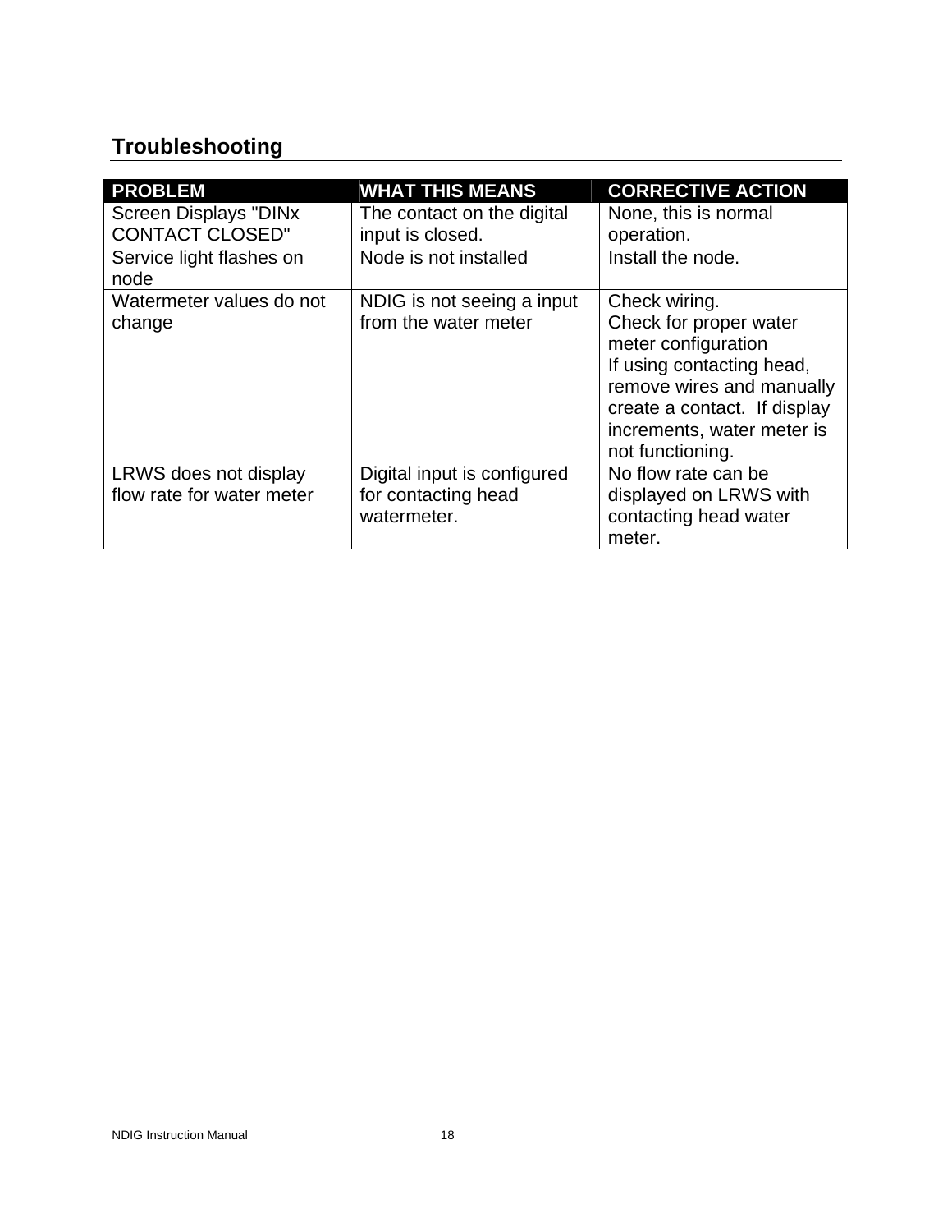## Troubleshooting

| PROBLEM | WHAT THIS MEANS | CORRECTIVE ACTION |
|---|---|---|
| Screen Displays "DINx CONTACT CLOSED" | The contact on the digital input is closed. | None, this is normal operation. |
| Service light flashes on node | Node is not installed | Install the node. |
| Watermeter values do not change | NDIG is not seeing a input from the water meter | Check wiring.<br>Check for proper water meter configuration<br>If using contacting head, remove wires and manually create a contact. If display increments, water meter is not functioning. |
| LRWS does not display flow rate for water meter | Digital input is configured for contacting head watermeter. | No flow rate can be displayed on LRWS with contacting head water meter. |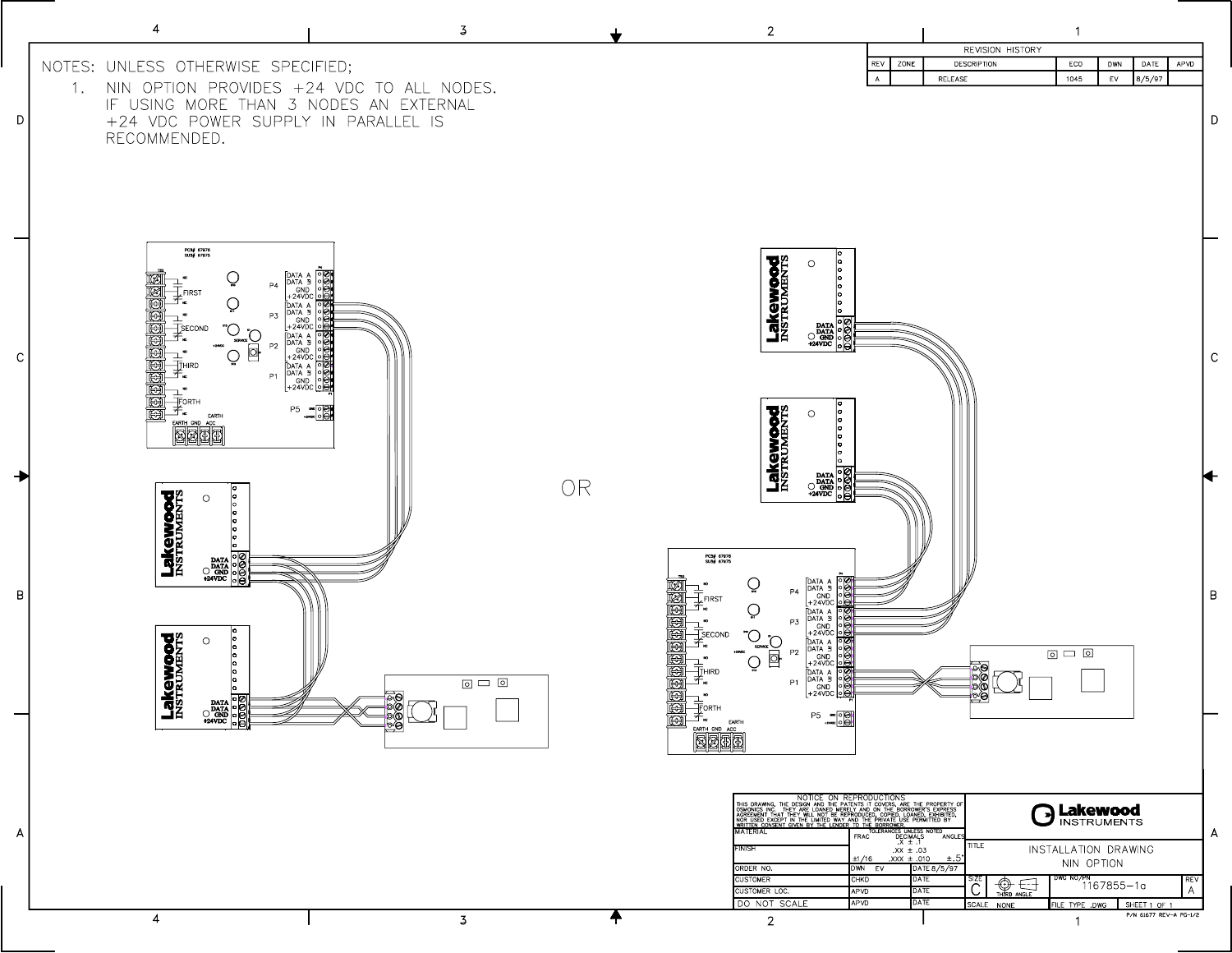NOTES: UNLESS OTHERWISE SPECIFIED;

1. NIN OPTION PROVIDES +24 VDC TO ALL NODES. IF USING MORE THAN 3 NODES AN EXTERNAL +24 VDC POWER SUPPLY IN PARALLEL IS RECOMMENDED.

| REVISION HISTORY | | | | | | |
|---|---|---|---|---|---|---|
| REV | ZONE | DESCRIPTION | ECO | DWN | DATE | APVD |
| A | | RELEASE | 1045 | EV | 8/5/97 | |

OR

NOTICE ON REPRODUCTIONS
THIS DRAWING, THE DESIGN AND THE PATENTS IT COVERS, ARE THE PROPERTY OF OSMONICS INC. THEY ARE LOANED MERELY AND ON THE BORROWER'S EXPRESS AGREEMENT THAT THEY WILL NOT BE REPRODUCED, COPIED, LOANED, EXHIBITED, NOR USED EXCEPT IN THE LIMITED WAY AND THE PRIVATE USE PERMITTED BY WRITTEN CONSENT GIVEN BY THE LENDER TO THE BORROWER.

| MATERIAL | TOLERANCES UNLESS NOTED: FRAC ±1/16; DECIMALS .X ± .1, .XX ± .03, .XXX ± .010; ANGLES ±.5° | |
|---|---|---|
| FINISH | | |
| ORDER NO. | DWN EV | DATE 8/5/97 |
| CUSTOMER | CHKD | DATE |
| CUSTOMER LOC. | APVD | DATE |
| DO NOT SCALE | APVD | DATE |

Lakewood INSTRUMENTS

TITLE: INSTALLATION DRAWING NIN OPTION

SIZE: C | THIRD ANGLE | DWG NO/PN: 1167855-1a | REV: A

SCALE: NONE | FILE TYPE .DWG | SHEET 1 OF 1

P/N 61677 REV-A PG-1/2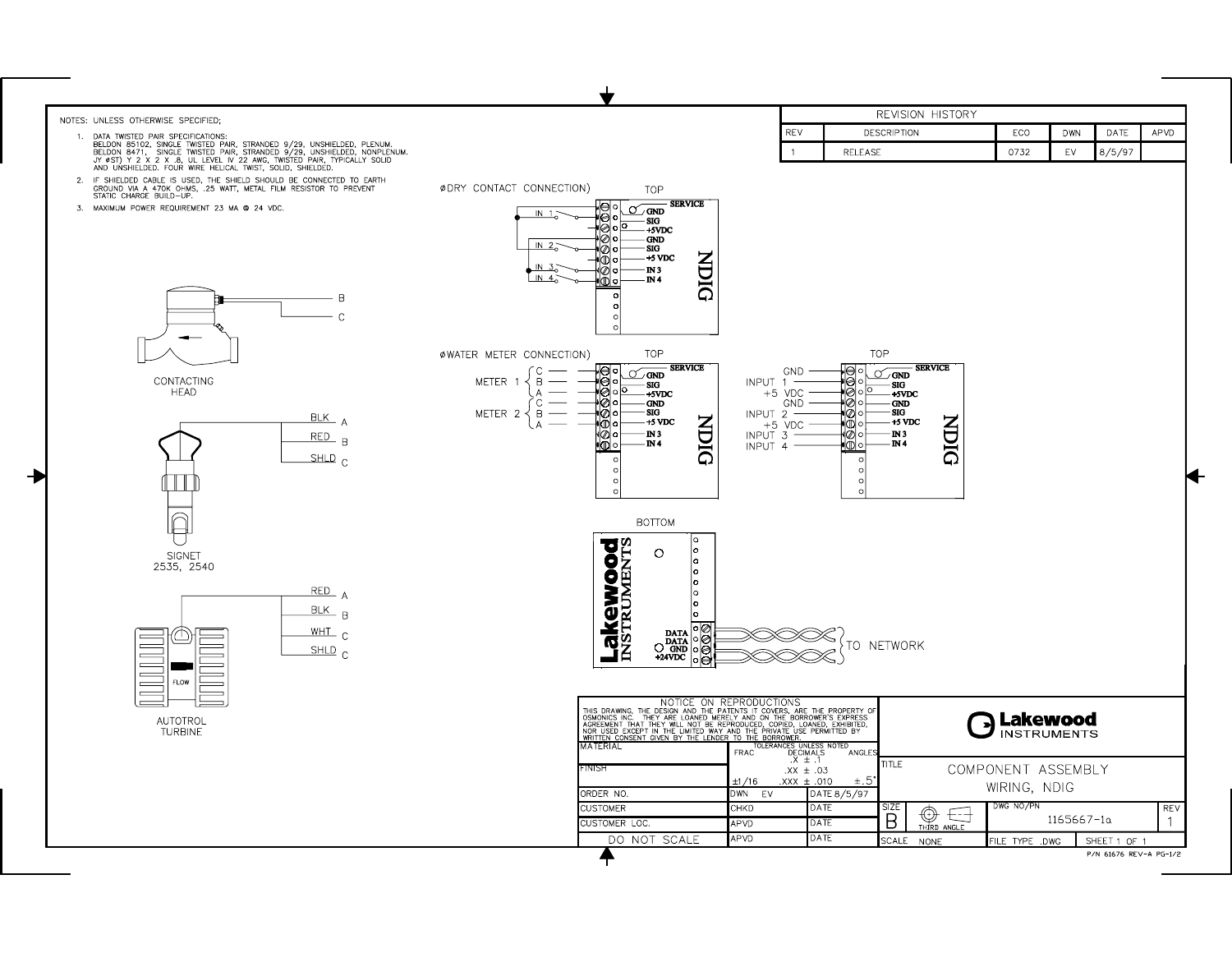NOTES: UNLESS OTHERWISE SPECIFIED;

1. DATA TWISTED PAIR SPECIFICATIONS:
   BELDON 85102, SINGLE TWISTED PAIR, STRANDED 9/29, UNSHIELDED, PLENUM.
   BELDON 8471, SINGLE TWISTED PAIR, STRANDED 9/29, UNSHIELDED, NONPLENUM.
   JY (ST) Y 2 X 2 X .8, UL LEVEL IV 22 AWG, TWISTED PAIR, TYPICALLY SOLID AND UNSHIELDED. FOUR WIRE HELICAL TWIST, SOLID, SHIELDED.
2. IF SHIELDED CABLE IS USED, THE SHIELD SHOULD BE CONNECTED TO EARTH GROUND VIA A 470K OHMS, .25 WATT, METAL FILM RESISTOR TO PREVENT STATIC CHARGE BUILD-UP.
3. MAXIMUM POWER REQUIREMENT 23 MA @ 24 VDC.

| REVISION HISTORY | | | | | |
|---|---|---|---|---|---|
| REV | DESCRIPTION | ECO | DWN | DATE | APVD |
| 1 | RELEASE | 0732 | EV | 8/5/97 | |

ØDRY CONTACT CONNECTION) — TOP — NDIG

IN 1, IN 2, IN 3, IN 4 — SERVICE, GND, SIG, +5VDC, GND, SIG, +5 VDC, IN 3, IN 4

CONTACTING HEAD — B, C

ØWATER METER CONNECTION) — TOP — NDIG

METER 1 (C, B, A), METER 2 (C, B, A) — SERVICE, GND, SIG, +5VDC, GND, SIG, +5 VDC, IN 3, IN 4

TOP — NDIG

GND, INPUT 1, +5 VDC, GND, INPUT 2, +5 VDC, INPUT 3, INPUT 4 — SERVICE, GND, SIG, +5VDC, GND, SIG, +5 VDC, IN 3, IN 4

SIGNET 2535, 2540 — BLK A, RED B, SHLD C

BOTTOM — Lakewood INSTRUMENTS — DATA, DATA, GND, +24VDC — TO NETWORK

AUTOTROL TURBINE — RED A, BLK B, WHT C, SHLD C — FLOW

NOTICE ON REPRODUCTIONS
THIS DRAWING, THE DESIGN AND THE PATENTS IT COVERS, ARE THE PROPERTY OF OSMONICS INC. THEY ARE LOANED MERELY AND ON THE BORROWER'S EXPRESS AGREEMENT THAT THEY WILL NOT BE REPRODUCED, COPIED, LOANED, EXHIBITED, NOR USED EXCEPT IN THE LIMITED WAY AND THE PRIVATE USE PERMITTED BY WRITTEN CONSENT GIVEN BY THE LENDER TO THE BORROWER.

| MATERIAL | TOLERANCES UNLESS NOTED: FRAC ±1/16; DECIMALS .X ± .1, .XX ± .03, .XXX ± .010; ANGLES ±.5° | |
|---|---|---|
| FINISH | | |
| ORDER NO. | DWN EV | DATE 8/5/97 |
| CUSTOMER | CHKD | DATE |
| CUSTOMER LOC. | APVD | DATE |
| DO NOT SCALE | APVD | DATE |

Lakewood INSTRUMENTS

TITLE: COMPONENT ASSEMBLY WIRING, NDIG

| SIZE | | DWG NO/PN | REV |
|---|---|---|---|
| B | THIRD ANGLE | 1165667-1a | 1 |
| SCALE NONE | | FILE TYPE .DWG | SHEET 1 OF 1 |

P/N 61676 REV-A PG-1/2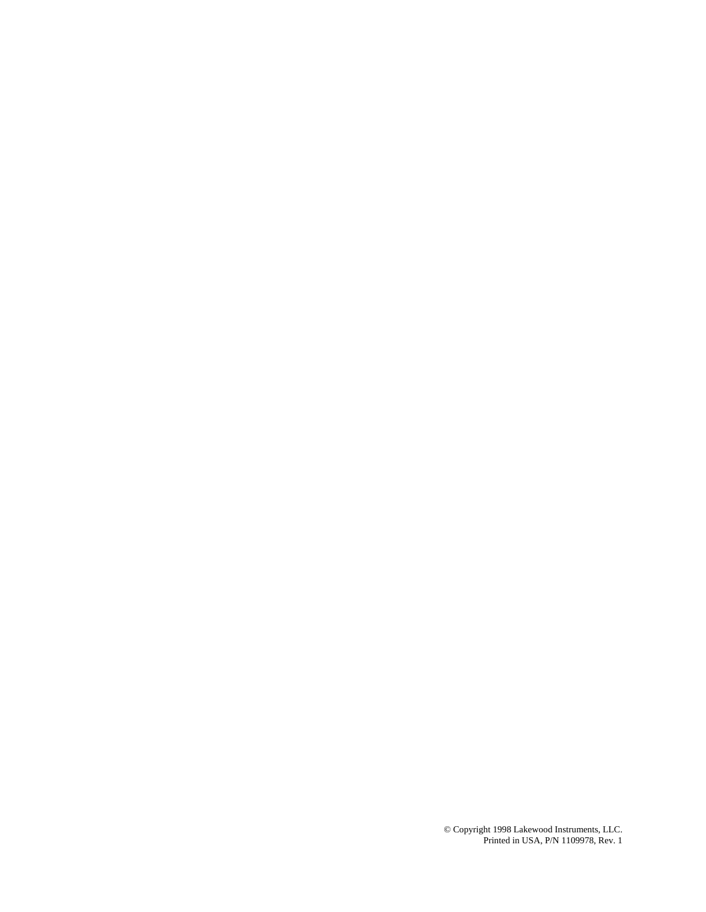© Copyright 1998 Lakewood Instruments, LLC.
Printed in USA, P/N 1109978, Rev. 1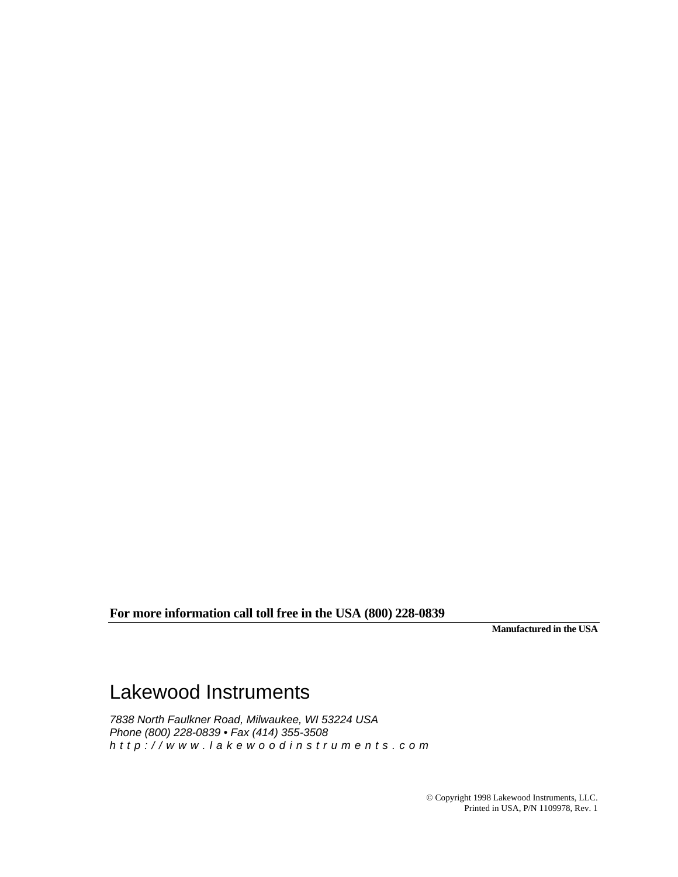**For more information call toll free in the USA (800) 228-0839**

**Manufactured in the USA**

# Lakewood Instruments

*7838 North Faulkner Road, Milwaukee, WI 53224 USA*
*Phone (800) 228-0839 • Fax (414) 355-3508*
*http://www.lakewoodinstruments.com*

© Copyright 1998 Lakewood Instruments, LLC.
Printed in USA, P/N 1109978, Rev. 1